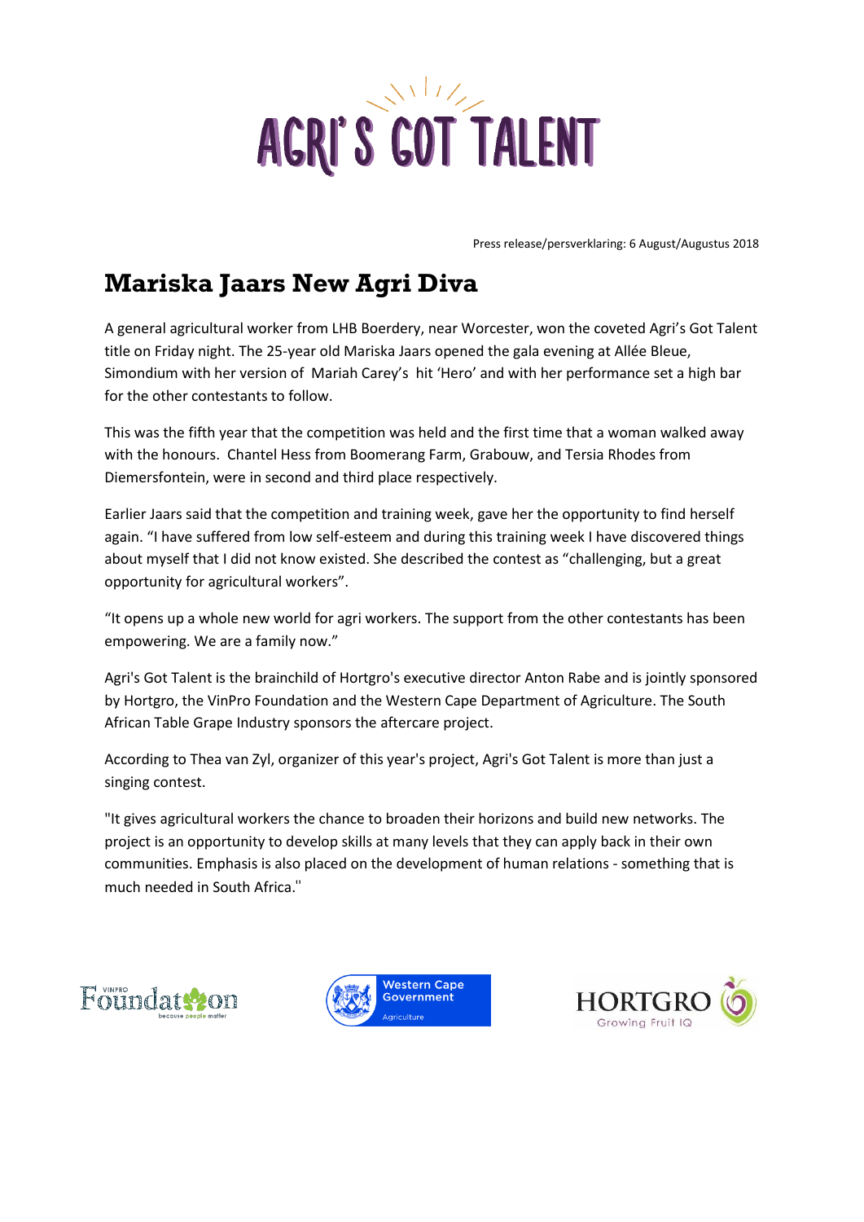# AGRI'S GOT TALENT

Press release/persverklaring: 6 August/Augustus 2018

## Mariska Jaars New Agri Diva

A general agricultural worker from LHB Boerdery, near Worcester, won the coveted Agri's Got Talent title on Friday night. The 25-year old Mariska Jaars opened the gala evening at Allée Bleue, Simondium with her version of Mariah Carey's hit 'Hero' and with her performance set a high bar for the other contestants to follow.

This was the fifth year that the competition was held and the first time that a woman walked away with the honours. Chantel Hess from Boomerang Farm, Grabouw, and Tersia Rhodes from Diemersfontein, were in second and third place respectively.

Earlier Jaars said that the competition and training week, gave her the opportunity to find herself again. "I have suffered from low self-esteem and during this training week I have discovered things about myself that I did not know existed. She described the contest as "challenging, but a great opportunity for agricultural workers".

"It opens up a whole new world for agri workers. The support from the other contestants has been empowering. We are a family now."

Agri's Got Talent is the brainchild of Hortgro's executive director Anton Rabe and is jointly sponsored by Hortgro, the VinPro Foundation and the Western Cape Department of Agriculture. The South African Table Grape Industry sponsors the aftercare project.

According to Thea van Zyl, organizer of this year's project, Agri's Got Talent is more than just a singing contest.

"It gives agricultural workers the chance to broaden their horizons and build new networks. The project is an opportunity to develop skills at many levels that they can apply back in their own communities. Emphasis is also placed on the development of human relations - something that is much needed in South Africa."

VINPRO Foundation because people matter | Western Cape Government Agriculture | HORTGRO Growing Fruit IQ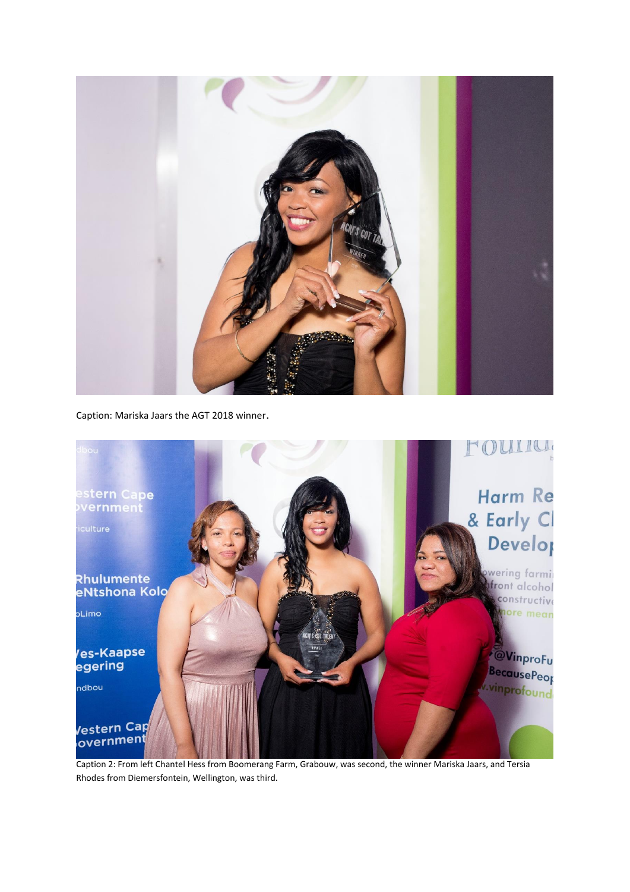Caption: Mariska Jaars the AGT 2018 winner.

Caption 2: From left Chantel Hess from Boomerang Farm, Grabouw, was second, the winner Mariska Jaars, and Tersia Rhodes from Diemersfontein, Wellington, was third.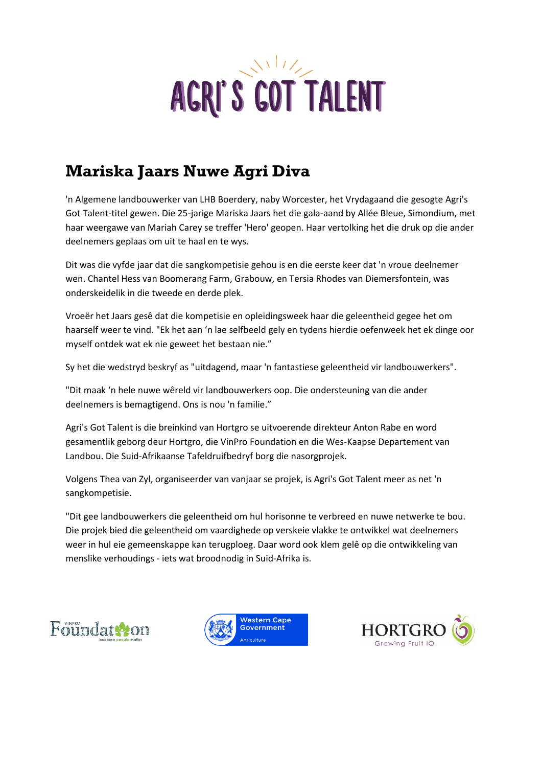# AGRI'S GOT TALENT

## Mariska Jaars Nuwe Agri Diva

'n Algemene landbouwerker van LHB Boerdery, naby Worcester, het Vrydagaand die gesogte Agri's Got Talent-titel gewen. Die 25-jarige Mariska Jaars het die gala-aand by Allée Bleue, Simondium, met haar weergawe van Mariah Carey se treffer 'Hero' geopen. Haar vertolking het die druk op die ander deelnemers geplaas om uit te haal en te wys.

Dit was die vyfde jaar dat die sangkompetisie gehou is en die eerste keer dat 'n vroue deelnemer wen. Chantel Hess van Boomerang Farm, Grabouw, en Tersia Rhodes van Diemersfontein, was onderskeidelik in die tweede en derde plek.

Vroeër het Jaars gesê dat die kompetisie en opleidingsweek haar die geleentheid gegee het om haarself weer te vind. "Ek het aan 'n lae selfbeeld gely en tydens hierdie oefenweek het ek dinge oor myself ontdek wat ek nie geweet het bestaan nie."

Sy het die wedstryd beskryf as "uitdagend, maar 'n fantastiese geleentheid vir landbouwerkers".

"Dit maak 'n hele nuwe wêreld vir landbouwerkers oop. Die ondersteuning van die ander deelnemers is bemagtigend. Ons is nou 'n familie."

Agri's Got Talent is die breinkind van Hortgro se uitvoerende direkteur Anton Rabe en word gesamentlik geborg deur Hortgro, die VinPro Foundation en die Wes-Kaapse Departement van Landbou. Die Suid-Afrikaanse Tafeldruifbedryf borg die nasorgprojek.

Volgens Thea van Zyl, organiseerder van vanjaar se projek, is Agri's Got Talent meer as net 'n sangkompetisie.

"Dit gee landbouwerkers die geleentheid om hul horisonne te verbreed en nuwe netwerke te bou. Die projek bied die geleentheid om vaardighede op verskeie vlakke te ontwikkel wat deelnemers weer in hul eie gemeenskappe kan terugploeg. Daar word ook klem gelê op die ontwikkeling van menslike verhoudings - iets wat broodnodig in Suid-Afrika is.

VINPRO Foundation because people matter | Western Cape Government Agriculture | HORTGRO Growing Fruit IQ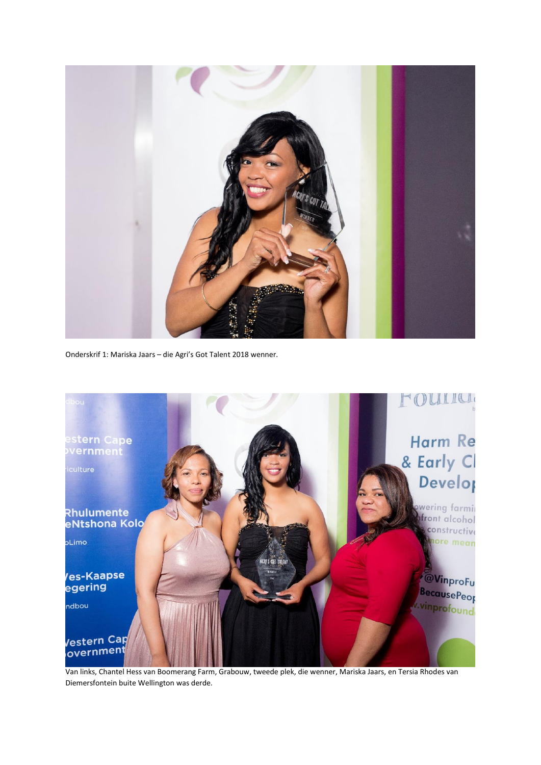Onderskrif 1: Mariska Jaars – die Agri's Got Talent 2018 wenner.

Van links, Chantel Hess van Boomerang Farm, Grabouw, tweede plek, die wenner, Mariska Jaars, en Tersia Rhodes van Diemersfontein buite Wellington was derde.